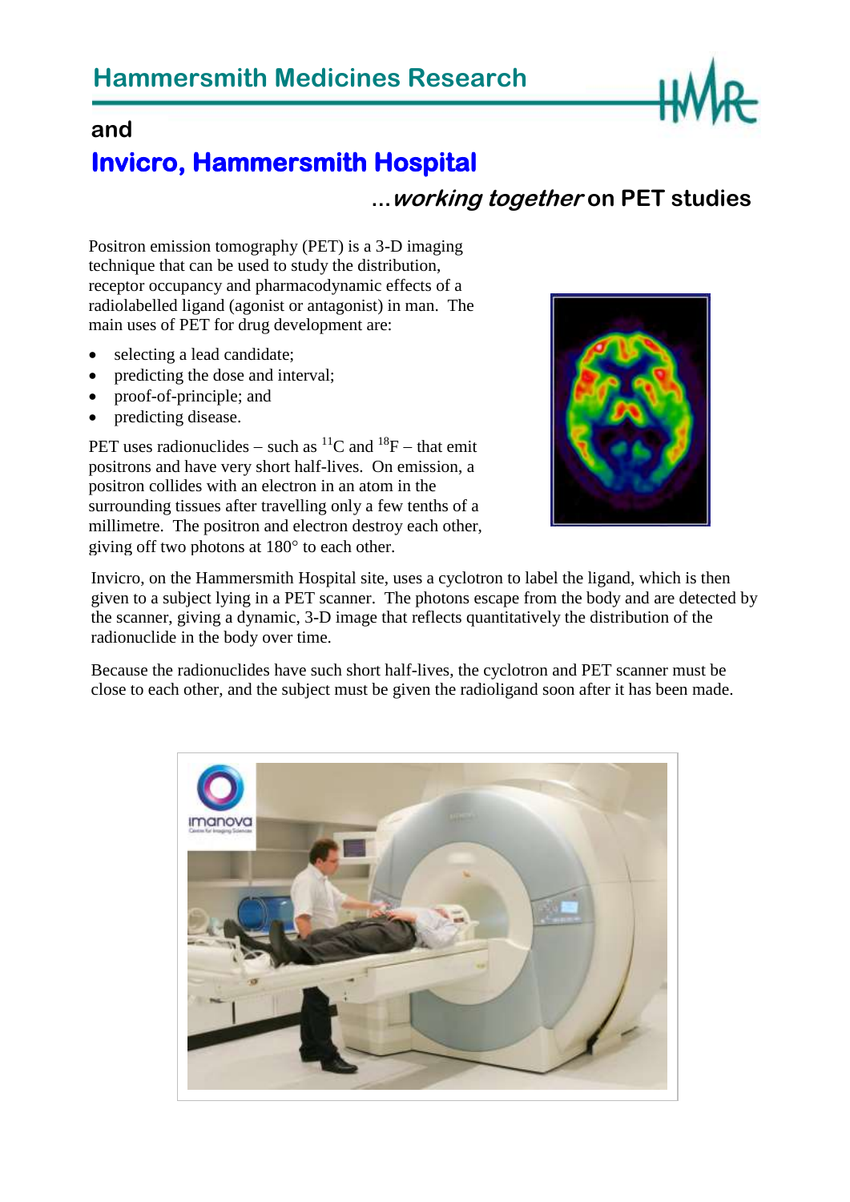# Hammersmith Medicines Research

## and

## Invicro, Hammersmith Hospital

### ...*working together* on PET studies

Positron emission tomography (PET) is a 3-D imaging technique that can be used to study the distribution, receptor occupancy and pharmacodynamic effects of a radiolabelled ligand (agonist or antagonist) in man. The main uses of PET for drug development are:

- selecting a lead candidate;
- predicting the dose and interval;
- proof-of-principle; and
- predicting disease.

PET uses radionuclides – such as $^{11}C$ and $^{18}F$ – that emit positrons and have very short half-lives. On emission, a positron collides with an electron in an atom in the surrounding tissues after travelling only a few tenths of a millimetre. The positron and electron destroy each other, giving off two photons at 180° to each other.

Invicro, on the Hammersmith Hospital site, uses a cyclotron to label the ligand, which is then given to a subject lying in a PET scanner. The photons escape from the body and are detected by the scanner, giving a dynamic, 3-D image that reflects quantitatively the distribution of the radionuclide in the body over time.

Because the radionuclides have such short half-lives, the cyclotron and PET scanner must be close to each other, and the subject must be given the radioligand soon after it has been made.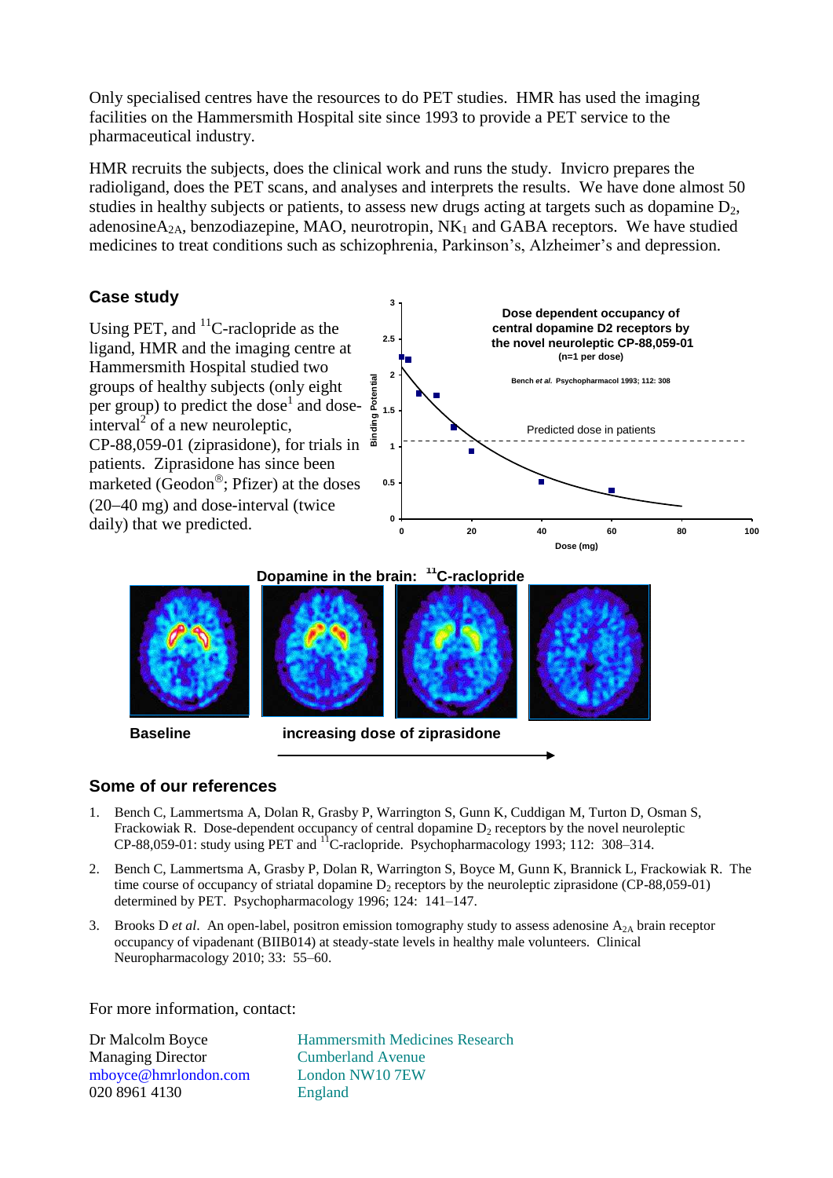Only specialised centres have the resources to do PET studies. HMR has used the imaging facilities on the Hammersmith Hospital site since 1993 to provide a PET service to the pharmaceutical industry.

HMR recruits the subjects, does the clinical work and runs the study. Invicro prepares the radioligand, does the PET scans, and analyses and interprets the results. We have done almost 50 studies in healthy subjects or patients, to assess new drugs acting at targets such as dopamine $D_2$, adenosine$A_{2A}$, benzodiazepine, MAO, neurotropin, $NK_1$ and GABA receptors. We have studied medicines to treat conditions such as schizophrenia, Parkinson's, Alzheimer's and depression.

## Case study

Using PET, and $^{11}$C-raclopride as the ligand, HMR and the imaging centre at Hammersmith Hospital studied two groups of healthy subjects (only eight per group) to predict the dose[1] and dose-interval[2] of a new neuroleptic, CP-88,059-01 (ziprasidone), for trials in patients. Ziprasidone has since been marketed (Geodon®; Pfizer) at the doses (20–40 mg) and dose-interval (twice daily) that we predicted.

**Dose dependent occupancy of central dopamine D2 receptors by the novel neuroleptic CP-88,059-01**
**(n=1 per dose)**

Bench *et al.* Psychopharmacol 1993; 112: 308

Predicted dose in patients

Binding Potential

0
0.5
1
1.5
2
2.5
3

0
20
40
60
80
100

Dose (mg)

**Dopamine in the brain: $^{11}$C-raclopride**

**Baseline**

**increasing dose of ziprasidone**

## Some of our references

1. Bench C, Lammertsma A, Dolan R, Grasby P, Warrington S, Gunn K, Cuddigan M, Turton D, Osman S, Frackowiak R. Dose-dependent occupancy of central dopamine $D_2$ receptors by the novel neuroleptic CP-88,059-01: study using PET and $^{11}$C-raclopride. Psychopharmacology 1993; 112: 308–314.
2. Bench C, Lammertsma A, Grasby P, Dolan R, Warrington S, Boyce M, Gunn K, Brannick L, Frackowiak R. The time course of occupancy of striatal dopamine $D_2$ receptors by the neuroleptic ziprasidone (CP-88,059-01) determined by PET. Psychopharmacology 1996; 124: 141–147.
3. Brooks D *et al*. An open-label, positron emission tomography study to assess adenosine $A_{2A}$ brain receptor occupancy of vipadenant (BIIB014) at steady-state levels in healthy male volunteers. Clinical Neuropharmacology 2010; 33: 55–60.

For more information, contact:

Dr Malcolm Boyce
Managing Director
mboyce@hmrlondon.com
020 8961 4130

Hammersmith Medicines Research
Cumberland Avenue
London NW10 7EW
England